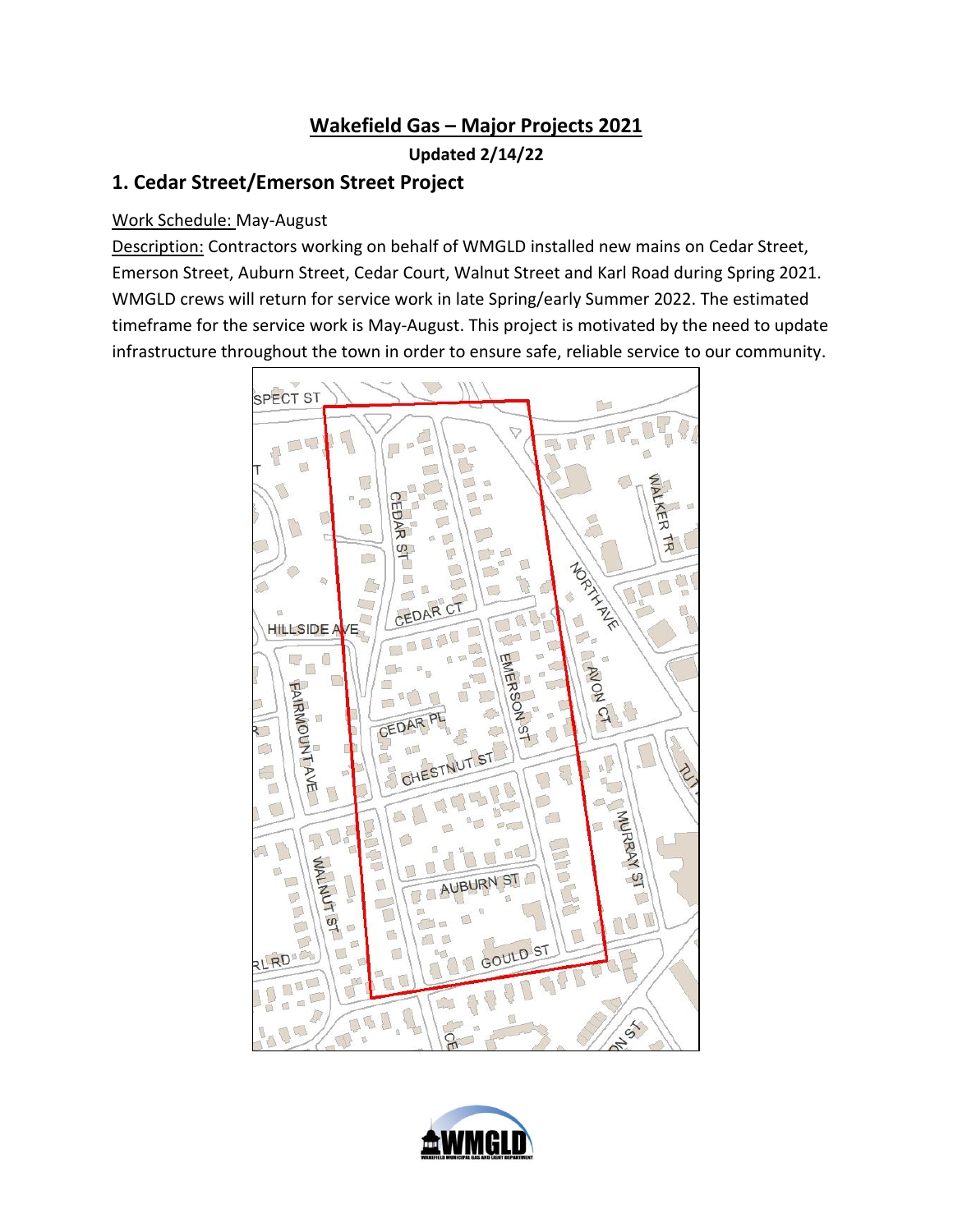# Wakefield Gas – Major Projects 2021

**Updated 2/14/22**

## 1. Cedar Street/Emerson Street Project

Work Schedule: May-August

Description: Contractors working on behalf of WMGLD installed new mains on Cedar Street, Emerson Street, Auburn Street, Cedar Court, Walnut Street and Karl Road during Spring 2021. WMGLD crews will return for service work in late Spring/early Summer 2022. The estimated timeframe for the service work is May-August. This project is motivated by the need to update infrastructure throughout the town in order to ensure safe, reliable service to our community.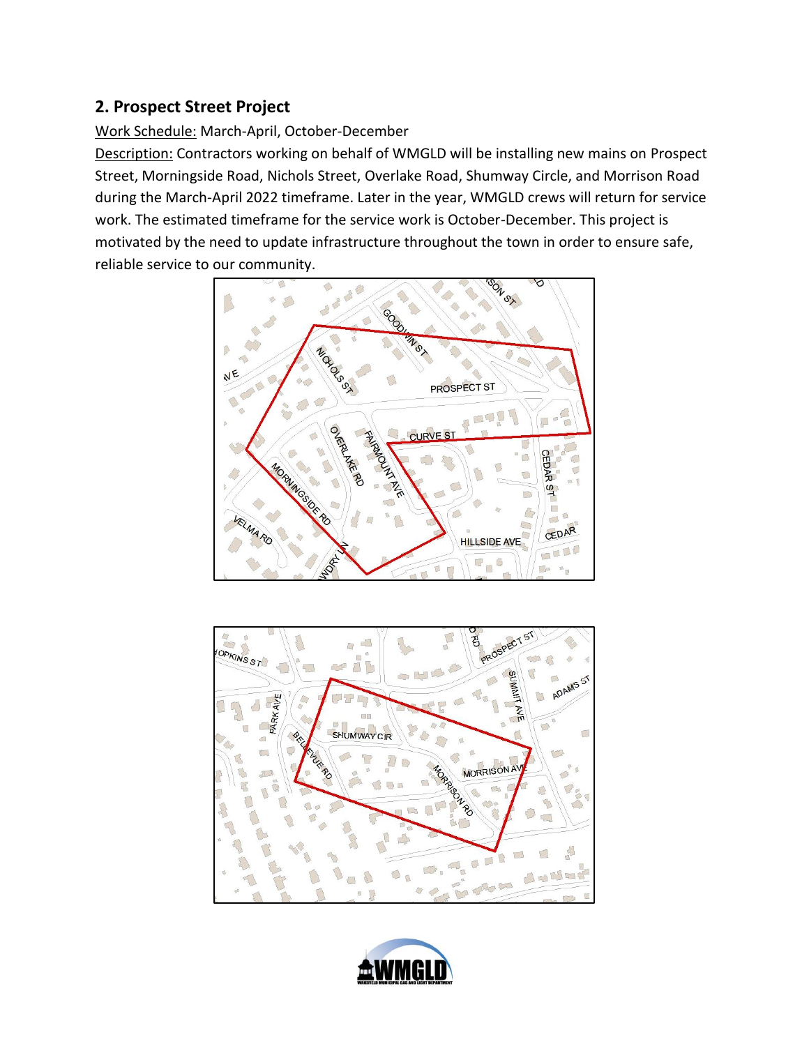## 2. Prospect Street Project

Work Schedule: March-April, October-December

Description: Contractors working on behalf of WMGLD will be installing new mains on Prospect Street, Morningside Road, Nichols Street, Overlake Road, Shumway Circle, and Morrison Road during the March-April 2022 timeframe. Later in the year, WMGLD crews will return for service work. The estimated timeframe for the service work is October-December. This project is motivated by the need to update infrastructure throughout the town in order to ensure safe, reliable service to our community.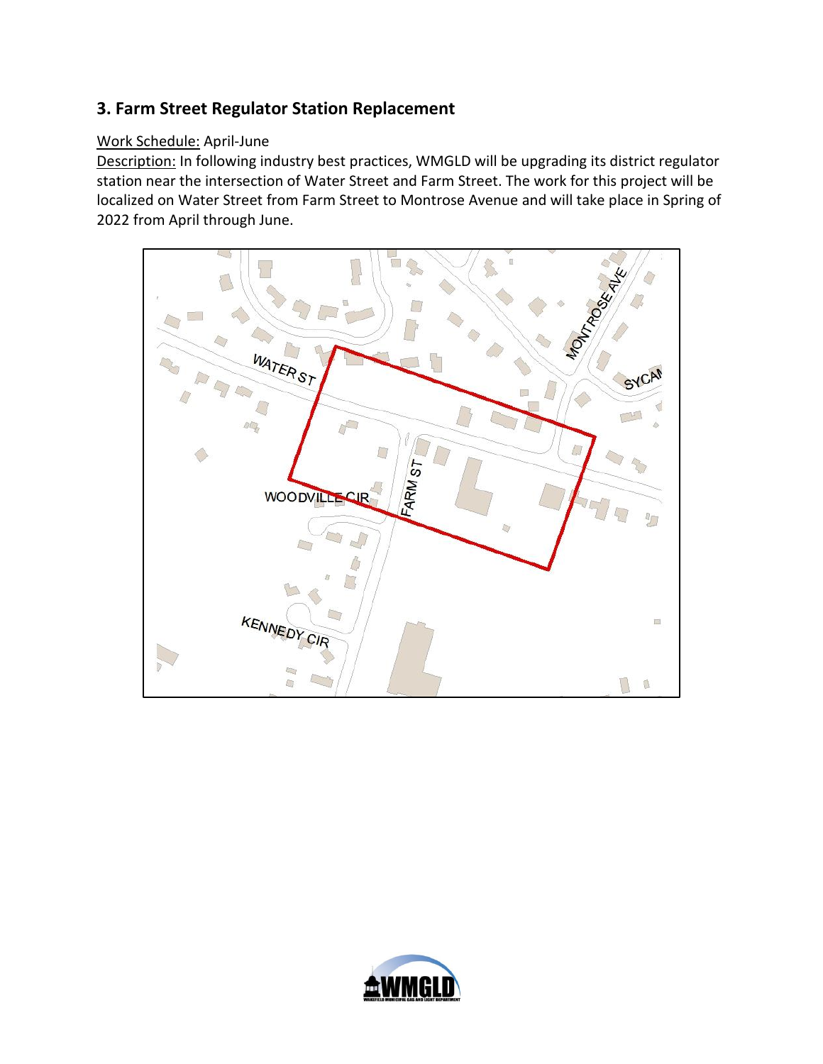### 3. Farm Street Regulator Station Replacement

Work Schedule: April-June

Description: In following industry best practices, WMGLD will be upgrading its district regulator station near the intersection of Water Street and Farm Street. The work for this project will be localized on Water Street from Farm Street to Montrose Avenue and will take place in Spring of 2022 from April through June.

WATER ST

MONTROSE AVE

SYCAM

WOODVILLE CIR

FARM ST

KENNEDY CIR